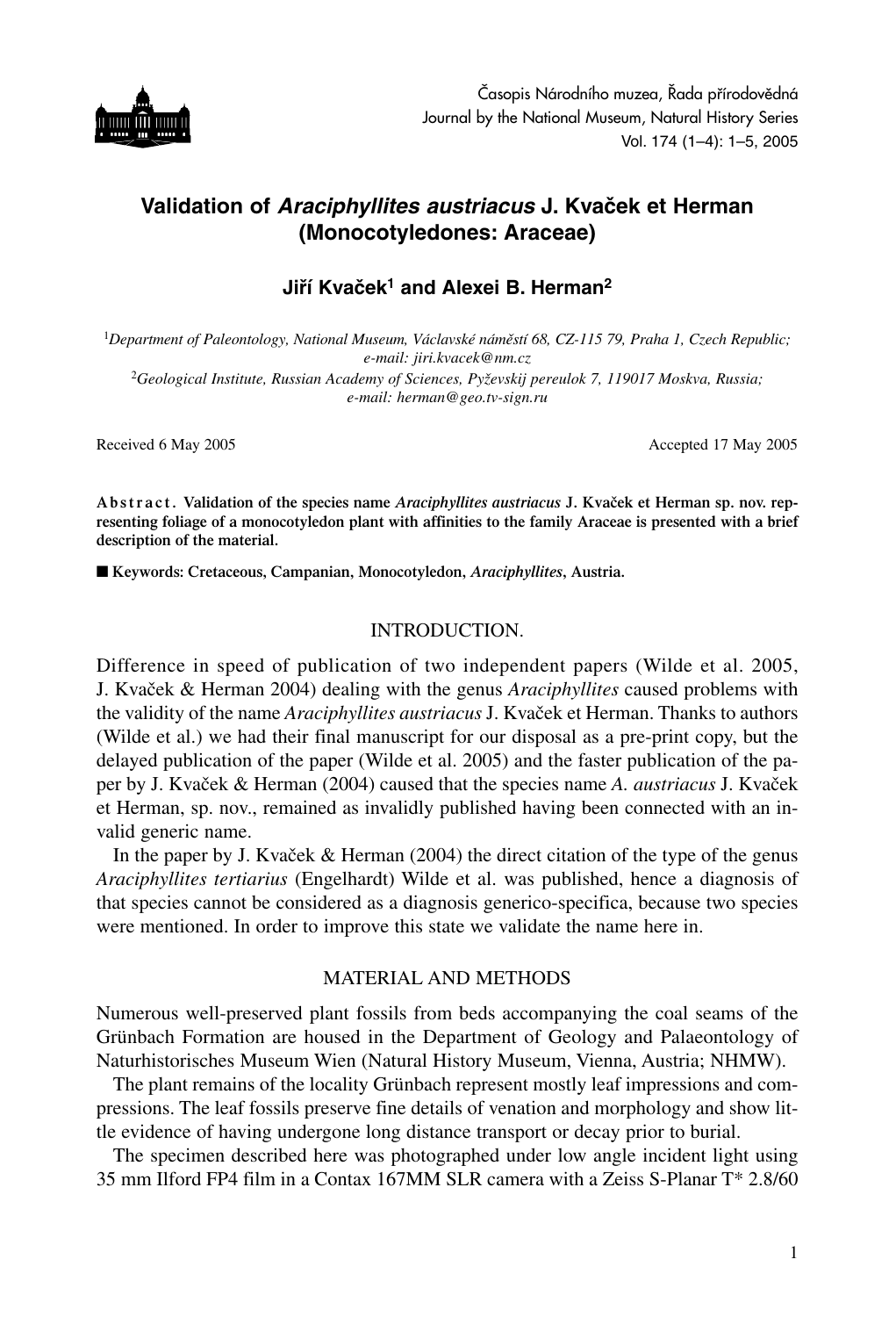# Validation of *Araciphyllites austriacus* J. Kvaček et Herman (Monocotyledones: Araceae)

**Jiří Kvaček[1] and Alexei B. Herman[2]**

[1] *Department of Paleontology, National Museum, Václavské náměstí 68, CZ-115 79, Praha 1, Czech Republic; e-mail: jiri.kvacek@nm.cz*

[2] *Geological Institute, Russian Academy of Sciences, Pyževskij pereulok 7, 119017 Moskva, Russia; e-mail: herman@geo.tv-sign.ru*

Received 6 May 2005 Accepted 17 May 2005

**Abstract. Validation of the species name *Araciphyllites austriacus* J. Kvaček et Herman sp. nov. representing foliage of a monocotyledon plant with affinities to the family Araceae is presented with a brief description of the material.**

■ **Keywords: Cretaceous, Campanian, Monocotyledon, *Araciphyllites*, Austria.**

## INTRODUCTION.

Difference in speed of publication of two independent papers (Wilde et al. 2005, J. Kvaček & Herman 2004) dealing with the genus *Araciphyllites* caused problems with the validity of the name *Araciphyllites austriacus* J. Kvaček et Herman. Thanks to authors (Wilde et al.) we had their final manuscript for our disposal as a pre-print copy, but the delayed publication of the paper (Wilde et al. 2005) and the faster publication of the paper by J. Kvaček & Herman (2004) caused that the species name *A. austriacus* J. Kvaček et Herman, sp. nov., remained as invalidly published having been connected with an invalid generic name.

In the paper by J. Kvaček & Herman (2004) the direct citation of the type of the genus *Araciphyllites tertiarius* (Engelhardt) Wilde et al. was published, hence a diagnosis of that species cannot be considered as a diagnosis generico-specifica, because two species were mentioned. In order to improve this state we validate the name here in.

## MATERIAL AND METHODS

Numerous well-preserved plant fossils from beds accompanying the coal seams of the Grünbach Formation are housed in the Department of Geology and Palaeontology of Naturhistorisches Museum Wien (Natural History Museum, Vienna, Austria; NHMW).

The plant remains of the locality Grünbach represent mostly leaf impressions and compressions. The leaf fossils preserve fine details of venation and morphology and show little evidence of having undergone long distance transport or decay prior to burial.

The specimen described here was photographed under low angle incident light using 35 mm Ilford FP4 film in a Contax 167MM SLR camera with a Zeiss S-Planar T* 2.8/60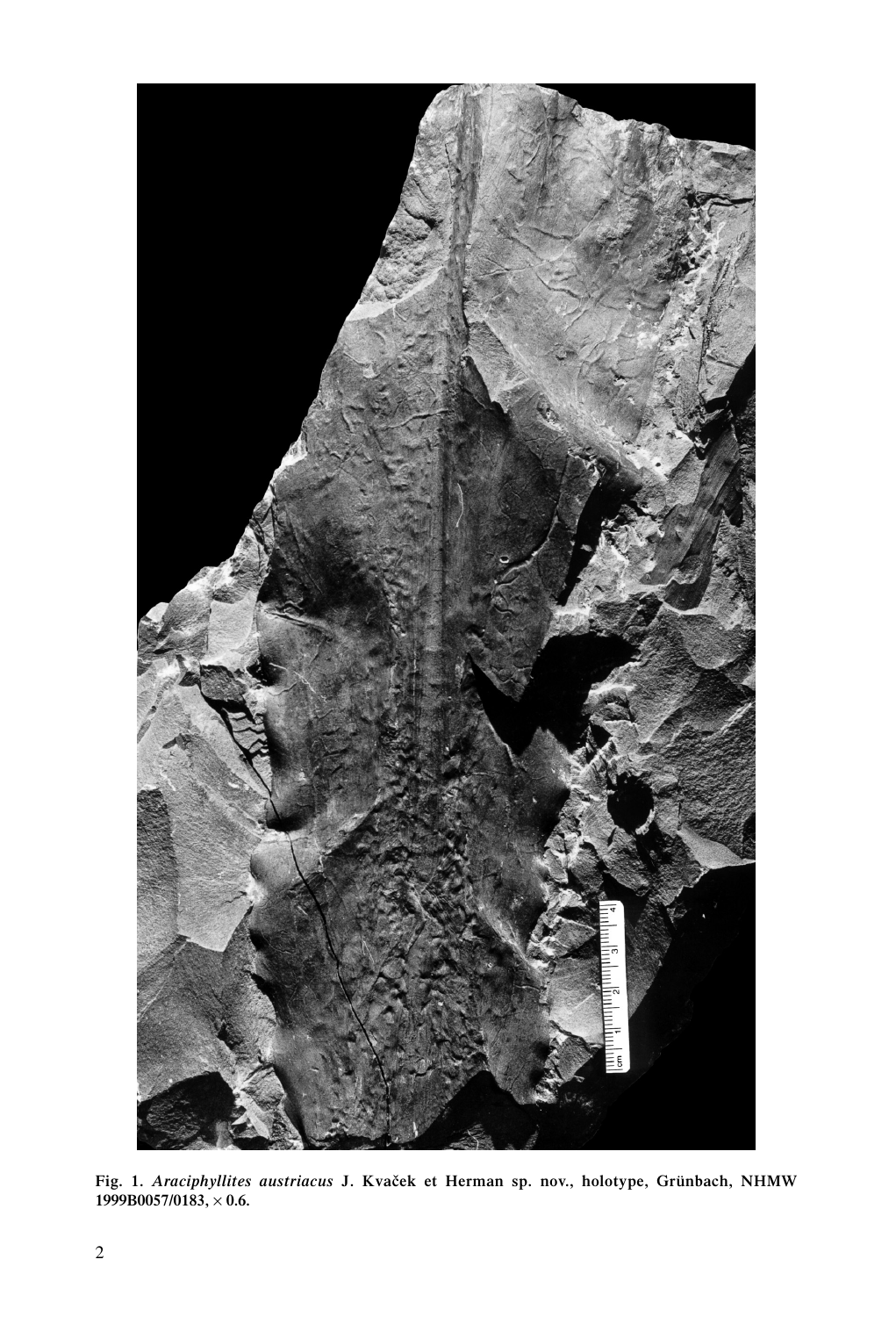**Fig. 1.** ***Araciphyllites austriacus*** **J. Kvaček et Herman sp. nov., holotype, Grünbach, NHMW 1999B0057/0183, × 0.6.**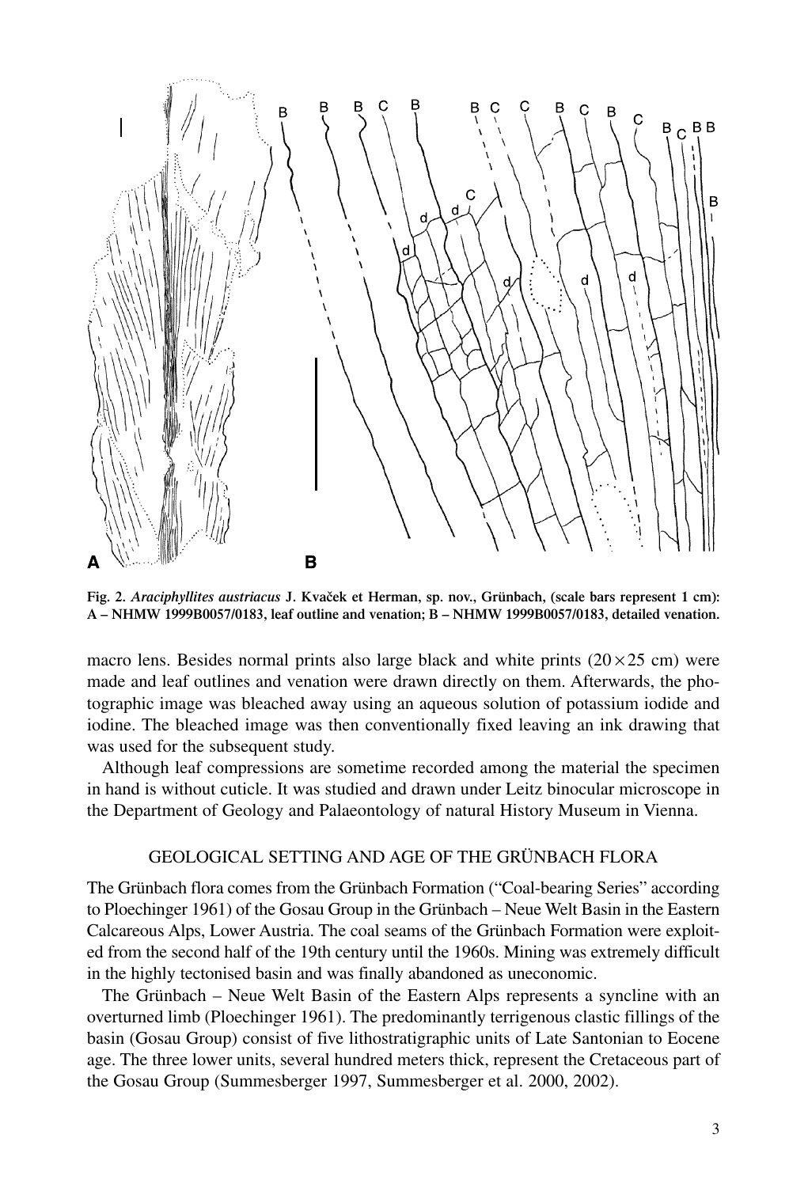**Fig. 2.** ***Araciphyllites austriacus*** **J. Kvaček et Herman, sp. nov., Grünbach, (scale bars represent 1 cm): A – NHMW 1999B0057/0183, leaf outline and venation; B – NHMW 1999B0057/0183, detailed venation.**

macro lens. Besides normal prints also large black and white prints (20×25 cm) were made and leaf outlines and venation were drawn directly on them. Afterwards, the photographic image was bleached away using an aqueous solution of potassium iodide and iodine. The bleached image was then conventionally fixed leaving an ink drawing that was used for the subsequent study.

Although leaf compressions are sometime recorded among the material the specimen in hand is without cuticle. It was studied and drawn under Leitz binocular microscope in the Department of Geology and Palaeontology of natural History Museum in Vienna.

## GEOLOGICAL SETTING AND AGE OF THE GRÜNBACH FLORA

The Grünbach flora comes from the Grünbach Formation ("Coal-bearing Series" according to Ploechinger 1961) of the Gosau Group in the Grünbach – Neue Welt Basin in the Eastern Calcareous Alps, Lower Austria. The coal seams of the Grünbach Formation were exploited from the second half of the 19th century until the 1960s. Mining was extremely difficult in the highly tectonised basin and was finally abandoned as uneconomic.

The Grünbach – Neue Welt Basin of the Eastern Alps represents a syncline with an overturned limb (Ploechinger 1961). The predominantly terrigenous clastic fillings of the basin (Gosau Group) consist of five lithostratigraphic units of Late Santonian to Eocene age. The three lower units, several hundred meters thick, represent the Cretaceous part of the Gosau Group (Summesberger 1997, Summesberger et al. 2000, 2002).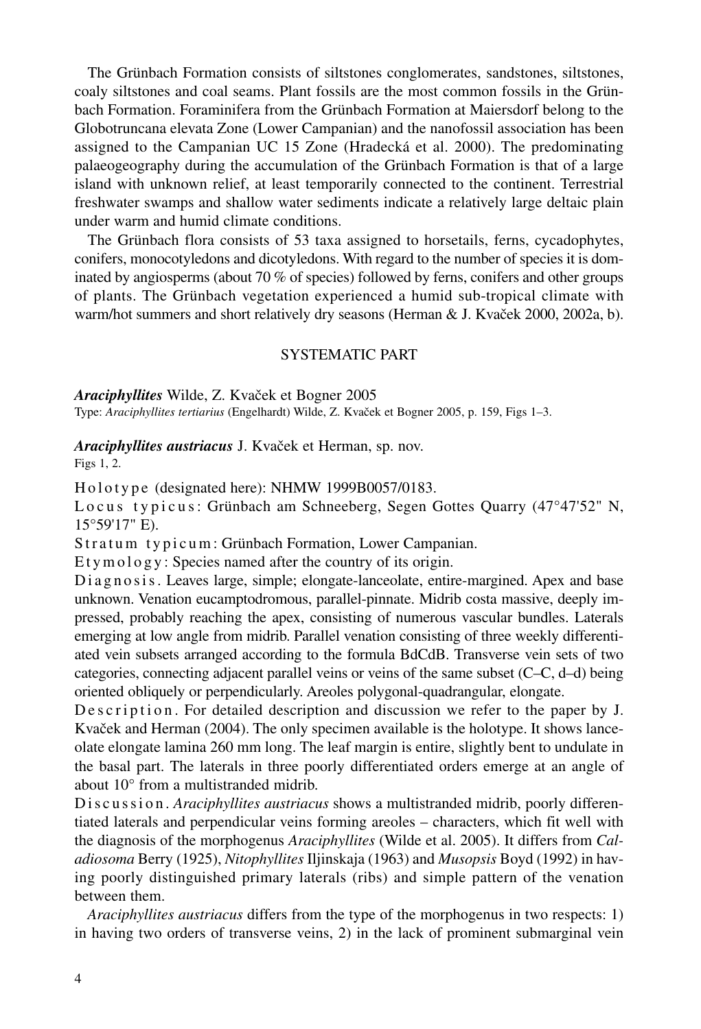The Grünbach Formation consists of siltstones conglomerates, sandstones, siltstones, coaly siltstones and coal seams. Plant fossils are the most common fossils in the Grünbach Formation. Foraminifera from the Grünbach Formation at Maiersdorf belong to the Globotruncana elevata Zone (Lower Campanian) and the nanofossil association has been assigned to the Campanian UC 15 Zone (Hradecká et al. 2000). The predominating palaeogeography during the accumulation of the Grünbach Formation is that of a large island with unknown relief, at least temporarily connected to the continent. Terrestrial freshwater swamps and shallow water sediments indicate a relatively large deltaic plain under warm and humid climate conditions.

The Grünbach flora consists of 53 taxa assigned to horsetails, ferns, cycadophytes, conifers, monocotyledons and dicotyledons. With regard to the number of species it is dominated by angiosperms (about 70 % of species) followed by ferns, conifers and other groups of plants. The Grünbach vegetation experienced a humid sub-tropical climate with warm/hot summers and short relatively dry seasons (Herman & J. Kvaček 2000, 2002a, b).

## SYSTEMATIC PART

***Araciphyllites*** Wilde, Z. Kvaček et Bogner 2005
Type: *Araciphyllites tertiarius* (Engelhardt) Wilde, Z. Kvaček et Bogner 2005, p. 159, Figs 1–3.

***Araciphyllites austriacus*** J. Kvaček et Herman, sp. nov.
Figs 1, 2.

Holotype (designated here): NHMW 1999B0057/0183.

Locus typicus: Grünbach am Schneeberg, Segen Gottes Quarry (47°47'52" N, 15°59'17" E).

Stratum typicum: Grünbach Formation, Lower Campanian.

Etymology: Species named after the country of its origin.

Diagnosis. Leaves large, simple; elongate-lanceolate, entire-margined. Apex and base unknown. Venation eucamptodromous, parallel-pinnate. Midrib costa massive, deeply impressed, probably reaching the apex, consisting of numerous vascular bundles. Laterals emerging at low angle from midrib. Parallel venation consisting of three weekly differentiated vein subsets arranged according to the formula BdCdB. Transverse vein sets of two categories, connecting adjacent parallel veins or veins of the same subset (C–C, d–d) being oriented obliquely or perpendicularly. Areoles polygonal-quadrangular, elongate.

Description. For detailed description and discussion we refer to the paper by J. Kvaček and Herman (2004). The only specimen available is the holotype. It shows lanceolate elongate lamina 260 mm long. The leaf margin is entire, slightly bent to undulate in the basal part. The laterals in three poorly differentiated orders emerge at an angle of about 10° from a multistranded midrib.

Discussion. *Araciphyllites austriacus* shows a multistranded midrib, poorly differentiated laterals and perpendicular veins forming areoles – characters, which fit well with the diagnosis of the morphogenus *Araciphyllites* (Wilde et al. 2005). It differs from *Caladiosoma* Berry (1925), *Nitophyllites* Iljinskaja (1963) and *Musopsis* Boyd (1992) in having poorly distinguished primary laterals (ribs) and simple pattern of the venation between them.

*Araciphyllites austriacus* differs from the type of the morphogenus in two respects: 1) in having two orders of transverse veins, 2) in the lack of prominent submarginal vein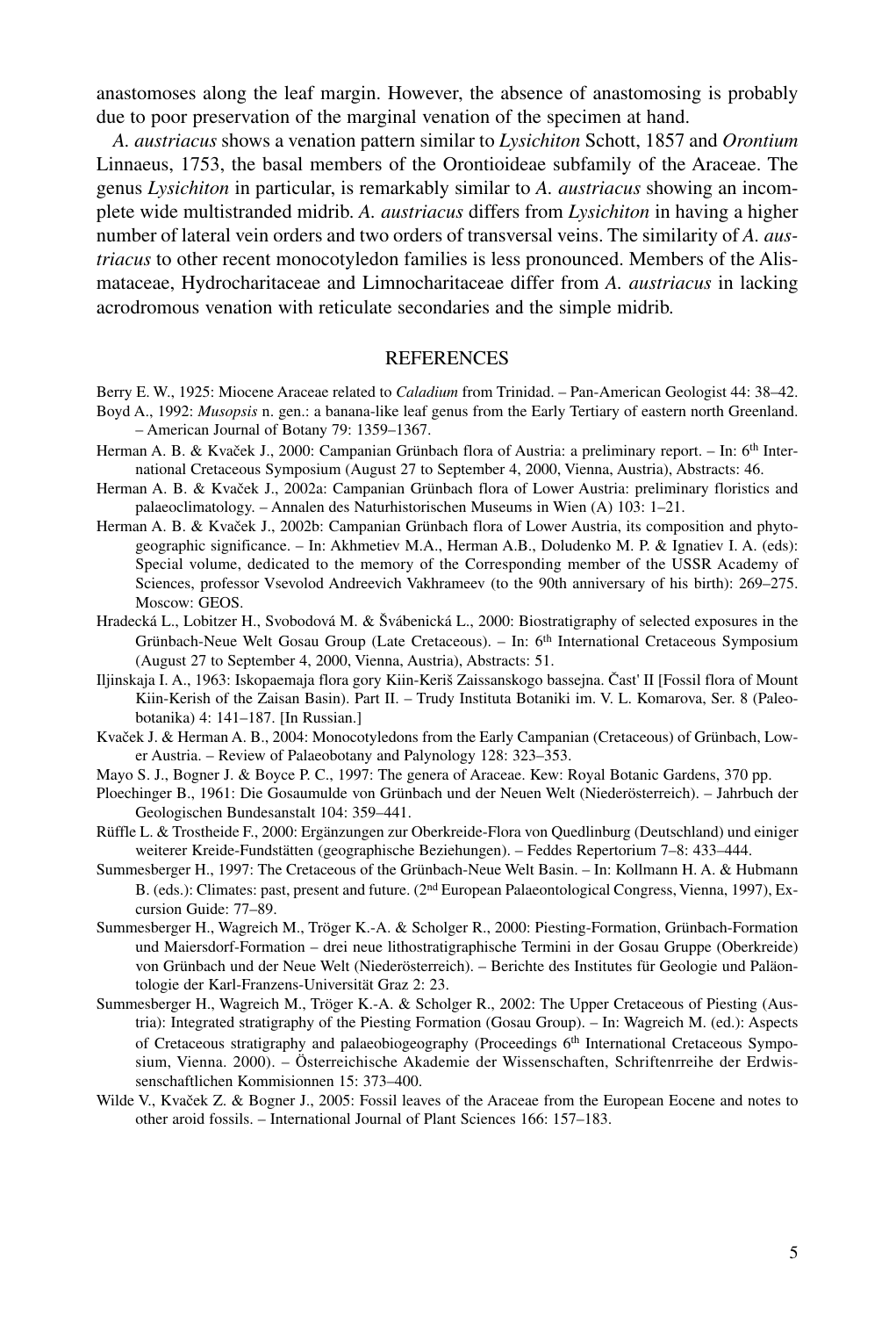anastomoses along the leaf margin. However, the absence of anastomosing is probably due to poor preservation of the marginal venation of the specimen at hand.

*A. austriacus* shows a venation pattern similar to *Lysichiton* Schott, 1857 and *Orontium* Linnaeus, 1753, the basal members of the Orontioideae subfamily of the Araceae. The genus *Lysichiton* in particular, is remarkably similar to *A. austriacus* showing an incomplete wide multistranded midrib. *A. austriacus* differs from *Lysichiton* in having a higher number of lateral vein orders and two orders of transversal veins. The similarity of *A. austriacus* to other recent monocotyledon families is less pronounced. Members of the Alismataceae, Hydrocharitaceae and Limnocharitaceae differ from *A. austriacus* in lacking acrodromous venation with reticulate secondaries and the simple midrib.

## REFERENCES

Berry E. W., 1925: Miocene Araceae related to *Caladium* from Trinidad. – Pan-American Geologist 44: 38–42.

Boyd A., 1992: *Musopsis* n. gen.: a banana-like leaf genus from the Early Tertiary of eastern north Greenland. – American Journal of Botany 79: 1359–1367.

Herman A. B. & Kvaček J., 2000: Campanian Grünbach flora of Austria: a preliminary report. – In: 6th International Cretaceous Symposium (August 27 to September 4, 2000, Vienna, Austria), Abstracts: 46.

Herman A. B. & Kvaček J., 2002a: Campanian Grünbach flora of Lower Austria: preliminary floristics and palaeoclimatology. – Annalen des Naturhistorischen Museums in Wien (A) 103: 1–21.

Herman A. B. & Kvaček J., 2002b: Campanian Grünbach flora of Lower Austria, its composition and phytogeographic significance. – In: Akhmetiev M.A., Herman A.B., Doludenko M. P. & Ignatiev I. A. (eds): Special volume, dedicated to the memory of the Corresponding member of the USSR Academy of Sciences, professor Vsevolod Andreevich Vakhrameev (to the 90th anniversary of his birth): 269–275. Moscow: GEOS.

Hradecká L., Lobitzer H., Svobodová M. & Švábenická L., 2000: Biostratigraphy of selected exposures in the Grünbach-Neue Welt Gosau Group (Late Cretaceous). – In: 6th International Cretaceous Symposium (August 27 to September 4, 2000, Vienna, Austria), Abstracts: 51.

Iljinskaja I. A., 1963: Iskopaemaja flora gory Kiin-Keriš Zaissanskogo bassejna. Čast' II [Fossil flora of Mount Kiin-Kerish of the Zaisan Basin). Part II. – Trudy Instituta Botaniki im. V. L. Komarova, Ser. 8 (Paleobotanika) 4: 141–187. [In Russian.]

Kvaček J. & Herman A. B., 2004: Monocotyledons from the Early Campanian (Cretaceous) of Grünbach, Lower Austria. – Review of Palaeobotany and Palynology 128: 323–353.

Mayo S. J., Bogner J. & Boyce P. C., 1997: The genera of Araceae. Kew: Royal Botanic Gardens, 370 pp.

Ploechinger B., 1961: Die Gosaumulde von Grünbach und der Neuen Welt (Niederösterreich). – Jahrbuch der Geologischen Bundesanstalt 104: 359–441.

Rüffle L. & Trostheide F., 2000: Ergänzungen zur Oberkreide-Flora von Quedlinburg (Deutschland) und einiger weiterer Kreide-Fundstätten (geographische Beziehungen). – Feddes Repertorium 7–8: 433–444.

Summesberger H., 1997: The Cretaceous of the Grünbach-Neue Welt Basin. – In: Kollmann H. A. & Hubmann B. (eds.): Climates: past, present and future. (2nd European Palaeontological Congress, Vienna, 1997), Excursion Guide: 77–89.

Summesberger H., Wagreich M., Tröger K.-A. & Scholger R., 2000: Piesting-Formation, Grünbach-Formation und Maiersdorf-Formation – drei neue lithostratigraphische Termini in der Gosau Gruppe (Oberkreide) von Grünbach und der Neue Welt (Niederösterreich). – Berichte des Institutes für Geologie und Paläontologie der Karl-Franzens-Universität Graz 2: 23.

Summesberger H., Wagreich M., Tröger K.-A. & Scholger R., 2002: The Upper Cretaceous of Piesting (Austria): Integrated stratigraphy of the Piesting Formation (Gosau Group). – In: Wagreich M. (ed.): Aspects of Cretaceous stratigraphy and palaeobiogeography (Proceedings 6th International Cretaceous Symposium, Vienna. 2000). – Österreichische Akademie der Wissenschaften, Schriftenreihe der Erdwissenschaftlichen Kommisionnen 15: 373–400.

Wilde V., Kvaček Z. & Bogner J., 2005: Fossil leaves of the Araceae from the European Eocene and notes to other aroid fossils. – International Journal of Plant Sciences 166: 157–183.